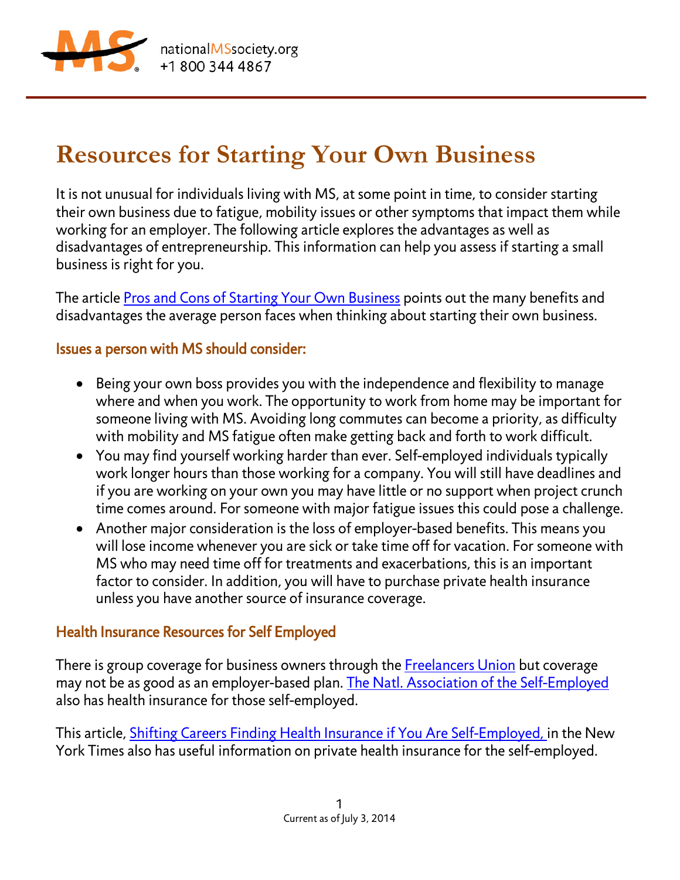nationalMSsociety.org
+1 800 344 4867

# Resources for Starting Your Own Business

It is not unusual for individuals living with MS, at some point in time, to consider starting their own business due to fatigue, mobility issues or other symptoms that impact them while working for an employer. The following article explores the advantages as well as disadvantages of entrepreneurship. This information can help you assess if starting a small business is right for you.

The article Pros and Cons of Starting Your Own Business points out the many benefits and disadvantages the average person faces when thinking about starting their own business.

## Issues a person with MS should consider:

- Being your own boss provides you with the independence and flexibility to manage where and when you work. The opportunity to work from home may be important for someone living with MS. Avoiding long commutes can become a priority, as difficulty with mobility and MS fatigue often make getting back and forth to work difficult.
- You may find yourself working harder than ever. Self-employed individuals typically work longer hours than those working for a company. You will still have deadlines and if you are working on your own you may have little or no support when project crunch time comes around. For someone with major fatigue issues this could pose a challenge.
- Another major consideration is the loss of employer-based benefits. This means you will lose income whenever you are sick or take time off for vacation. For someone with MS who may need time off for treatments and exacerbations, this is an important factor to consider. In addition, you will have to purchase private health insurance unless you have another source of insurance coverage.

## Health Insurance Resources for Self Employed

There is group coverage for business owners through the Freelancers Union but coverage may not be as good as an employer-based plan. The Natl. Association of the Self-Employed also has health insurance for those self-employed.

This article, Shifting Careers Finding Health Insurance if You Are Self-Employed, in the New York Times also has useful information on private health insurance for the self-employed.

Current as of July 3, 2014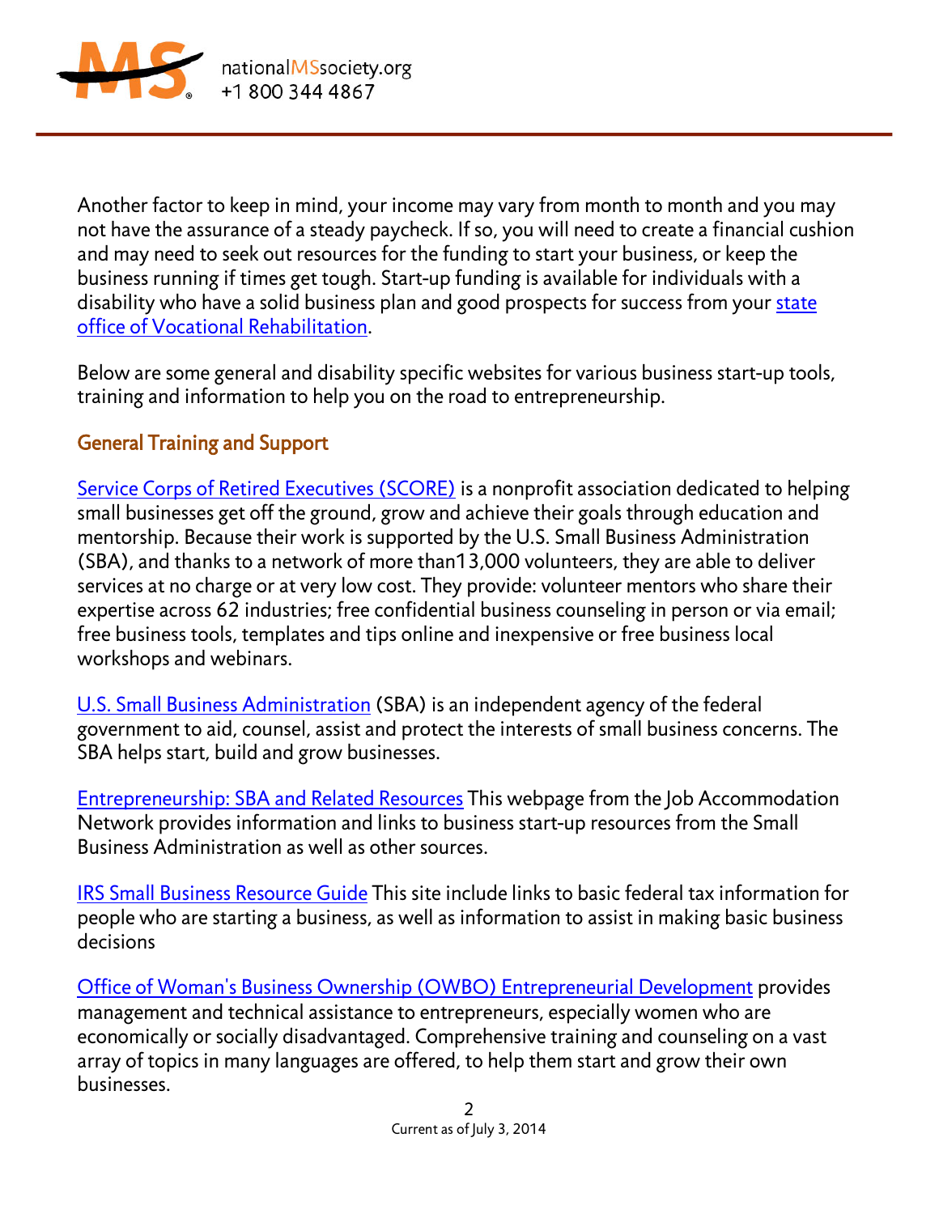Another factor to keep in mind, your income may vary from month to month and you may not have the assurance of a steady paycheck. If so, you will need to create a financial cushion and may need to seek out resources for the funding to start your business, or keep the business running if times get tough. Start-up funding is available for individuals with a disability who have a solid business plan and good prospects for success from your state office of Vocational Rehabilitation.

Below are some general and disability specific websites for various business start-up tools, training and information to help you on the road to entrepreneurship.

## General Training and Support

Service Corps of Retired Executives (SCORE) is a nonprofit association dedicated to helping small businesses get off the ground, grow and achieve their goals through education and mentorship. Because their work is supported by the U.S. Small Business Administration (SBA), and thanks to a network of more than13,000 volunteers, they are able to deliver services at no charge or at very low cost. They provide: volunteer mentors who share their expertise across 62 industries; free confidential business counseling in person or via email; free business tools, templates and tips online and inexpensive or free business local workshops and webinars.

U.S. Small Business Administration (SBA) is an independent agency of the federal government to aid, counsel, assist and protect the interests of small business concerns. The SBA helps start, build and grow businesses.

Entrepreneurship: SBA and Related Resources This webpage from the Job Accommodation Network provides information and links to business start-up resources from the Small Business Administration as well as other sources.

IRS Small Business Resource Guide This site include links to basic federal tax information for people who are starting a business, as well as information to assist in making basic business decisions

Office of Woman's Business Ownership (OWBO) Entrepreneurial Development provides management and technical assistance to entrepreneurs, especially women who are economically or socially disadvantaged. Comprehensive training and counseling on a vast array of topics in many languages are offered, to help them start and grow their own businesses.

Current as of July 3, 2014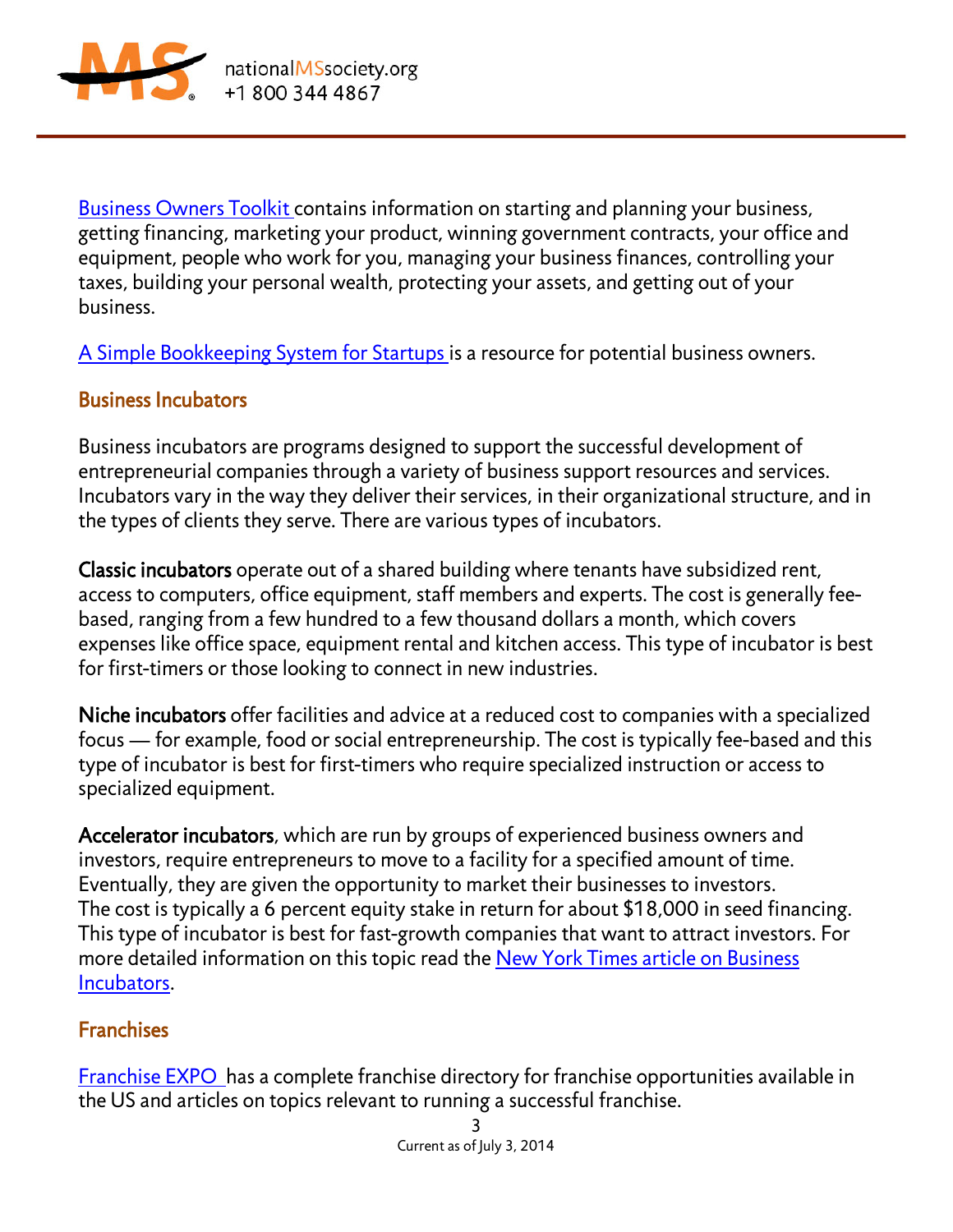Business Owners Toolkit contains information on starting and planning your business, getting financing, marketing your product, winning government contracts, your office and equipment, people who work for you, managing your business finances, controlling your taxes, building your personal wealth, protecting your assets, and getting out of your business.

A Simple Bookkeeping System for Startups is a resource for potential business owners.

### Business Incubators

Business incubators are programs designed to support the successful development of entrepreneurial companies through a variety of business support resources and services. Incubators vary in the way they deliver their services, in their organizational structure, and in the types of clients they serve. There are various types of incubators.

**Classic incubators** operate out of a shared building where tenants have subsidized rent, access to computers, office equipment, staff members and experts. The cost is generally fee-based, ranging from a few hundred to a few thousand dollars a month, which covers expenses like office space, equipment rental and kitchen access. This type of incubator is best for first-timers or those looking to connect in new industries.

**Niche incubators** offer facilities and advice at a reduced cost to companies with a specialized focus — for example, food or social entrepreneurship. The cost is typically fee-based and this type of incubator is best for first-timers who require specialized instruction or access to specialized equipment.

**Accelerator incubators**, which are run by groups of experienced business owners and investors, require entrepreneurs to move to a facility for a specified amount of time. Eventually, they are given the opportunity to market their businesses to investors. The cost is typically a 6 percent equity stake in return for about $18,000 in seed financing. This type of incubator is best for fast-growth companies that want to attract investors. For more detailed information on this topic read the New York Times article on Business Incubators.

### Franchises

Franchise EXPO has a complete franchise directory for franchise opportunities available in the US and articles on topics relevant to running a successful franchise.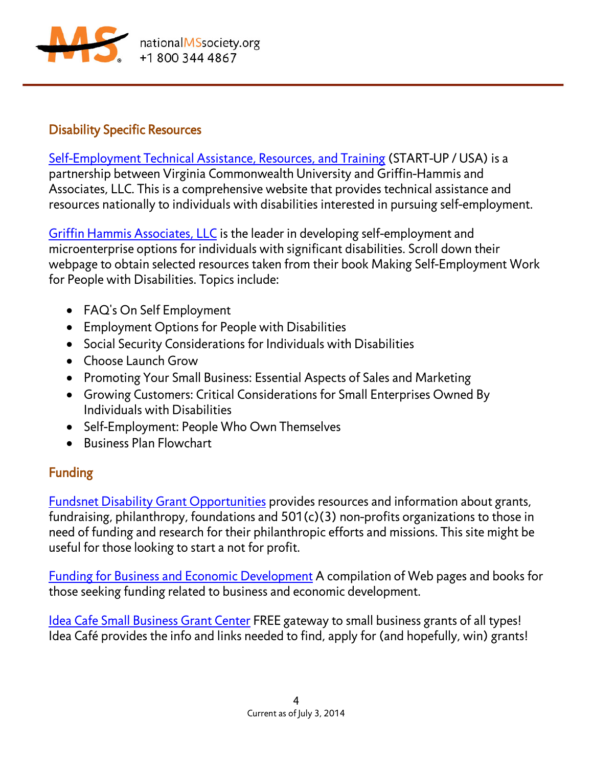## Disability Specific Resources

Self-Employment Technical Assistance, Resources, and Training (START-UP / USA) is a partnership between Virginia Commonwealth University and Griffin-Hammis and Associates, LLC. This is a comprehensive website that provides technical assistance and resources nationally to individuals with disabilities interested in pursuing self-employment.

Griffin Hammis Associates, LLC is the leader in developing self-employment and microenterprise options for individuals with significant disabilities. Scroll down their webpage to obtain selected resources taken from their book Making Self-Employment Work for People with Disabilities. Topics include:

- FAQ's On Self Employment
- Employment Options for People with Disabilities
- Social Security Considerations for Individuals with Disabilities
- Choose Launch Grow
- Promoting Your Small Business: Essential Aspects of Sales and Marketing
- Growing Customers: Critical Considerations for Small Enterprises Owned By Individuals with Disabilities
- Self-Employment: People Who Own Themselves
- Business Plan Flowchart

## Funding

Fundsnet Disability Grant Opportunities provides resources and information about grants, fundraising, philanthropy, foundations and 501(c)(3) non-profits organizations to those in need of funding and research for their philanthropic efforts and missions. This site might be useful for those looking to start a not for profit.

Funding for Business and Economic Development A compilation of Web pages and books for those seeking funding related to business and economic development.

Idea Cafe Small Business Grant Center FREE gateway to small business grants of all types! Idea Café provides the info and links needed to find, apply for (and hopefully, win) grants!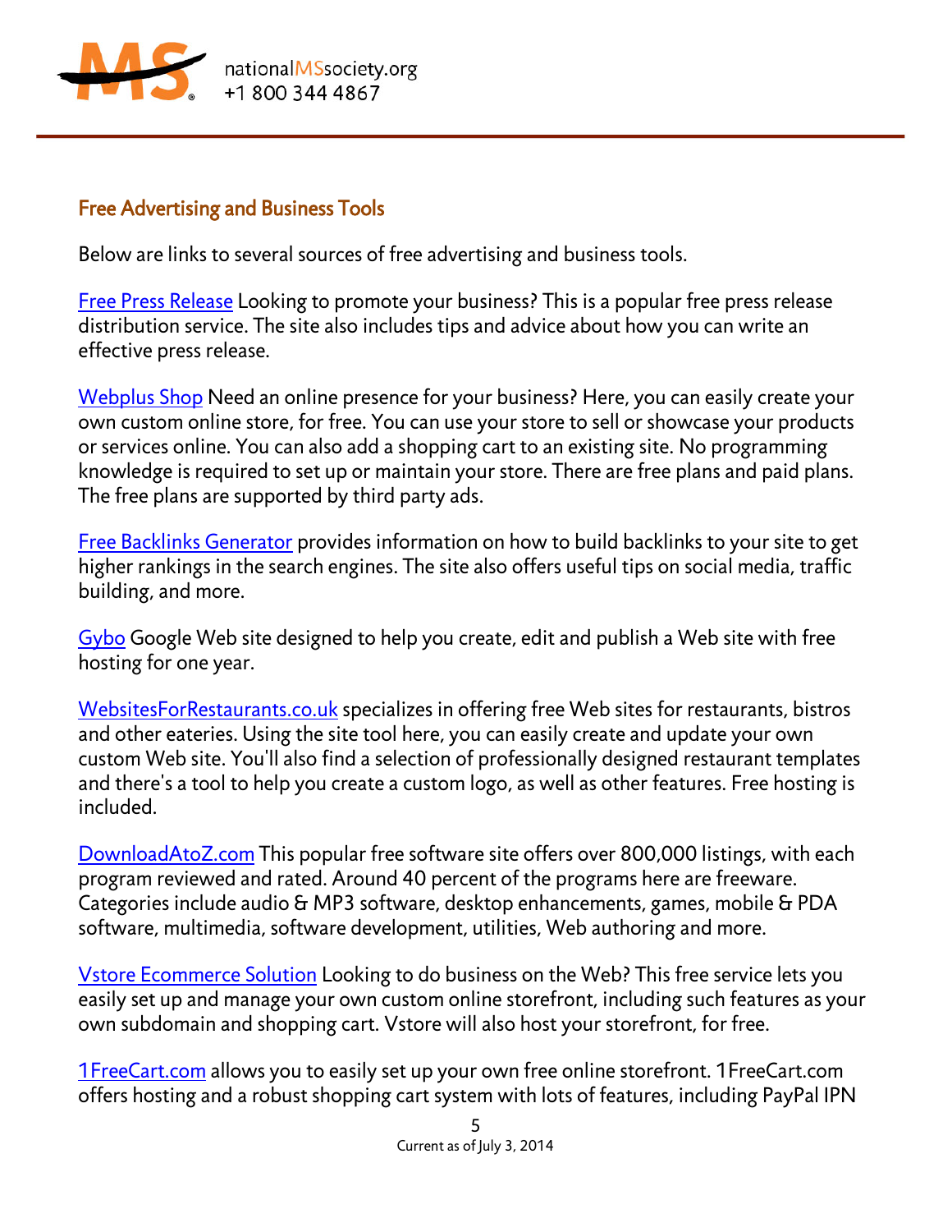## Free Advertising and Business Tools

Below are links to several sources of free advertising and business tools.

Free Press Release Looking to promote your business? This is a popular free press release distribution service. The site also includes tips and advice about how you can write an effective press release.

Webplus Shop Need an online presence for your business? Here, you can easily create your own custom online store, for free. You can use your store to sell or showcase your products or services online. You can also add a shopping cart to an existing site. No programming knowledge is required to set up or maintain your store. There are free plans and paid plans. The free plans are supported by third party ads.

Free Backlinks Generator provides information on how to build backlinks to your site to get higher rankings in the search engines. The site also offers useful tips on social media, traffic building, and more.

Gybo Google Web site designed to help you create, edit and publish a Web site with free hosting for one year.

WebsitesForRestaurants.co.uk specializes in offering free Web sites for restaurants, bistros and other eateries. Using the site tool here, you can easily create and update your own custom Web site. You'll also find a selection of professionally designed restaurant templates and there's a tool to help you create a custom logo, as well as other features. Free hosting is included.

DownloadAtoZ.com This popular free software site offers over 800,000 listings, with each program reviewed and rated. Around 40 percent of the programs here are freeware. Categories include audio & MP3 software, desktop enhancements, games, mobile & PDA software, multimedia, software development, utilities, Web authoring and more.

Vstore Ecommerce Solution Looking to do business on the Web? This free service lets you easily set up and manage your own custom online storefront, including such features as your own subdomain and shopping cart. Vstore will also host your storefront, for free.

1FreeCart.com allows you to easily set up your own free online storefront. 1FreeCart.com offers hosting and a robust shopping cart system with lots of features, including PayPal IPN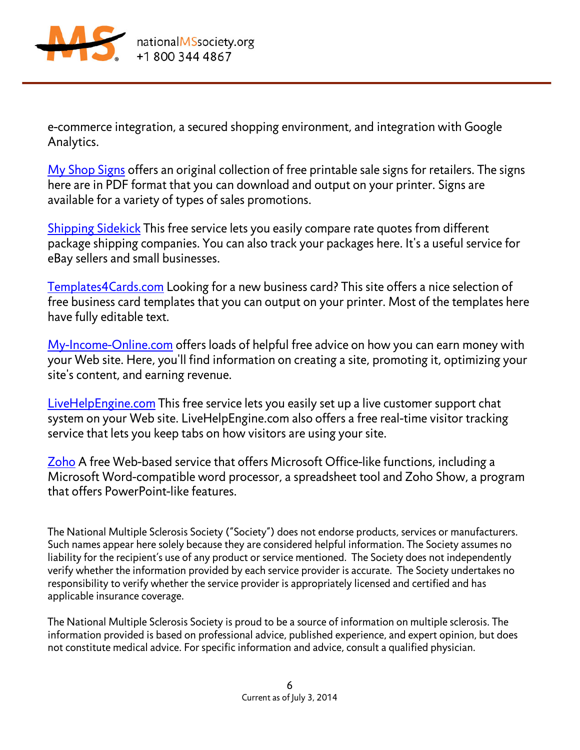e-commerce integration, a secured shopping environment, and integration with Google Analytics.

My Shop Signs offers an original collection of free printable sale signs for retailers. The signs here are in PDF format that you can download and output on your printer. Signs are available for a variety of types of sales promotions.

Shipping Sidekick This free service lets you easily compare rate quotes from different package shipping companies. You can also track your packages here. It's a useful service for eBay sellers and small businesses.

Templates4Cards.com Looking for a new business card? This site offers a nice selection of free business card templates that you can output on your printer. Most of the templates here have fully editable text.

My-Income-Online.com offers loads of helpful free advice on how you can earn money with your Web site. Here, you'll find information on creating a site, promoting it, optimizing your site's content, and earning revenue.

LiveHelpEngine.com This free service lets you easily set up a live customer support chat system on your Web site. LiveHelpEngine.com also offers a free real-time visitor tracking service that lets you keep tabs on how visitors are using your site.

Zoho A free Web-based service that offers Microsoft Office-like functions, including a Microsoft Word-compatible word processor, a spreadsheet tool and Zoho Show, a program that offers PowerPoint-like features.

The National Multiple Sclerosis Society ("Society") does not endorse products, services or manufacturers. Such names appear here solely because they are considered helpful information. The Society assumes no liability for the recipient's use of any product or service mentioned. The Society does not independently verify whether the information provided by each service provider is accurate. The Society undertakes no responsibility to verify whether the service provider is appropriately licensed and certified and has applicable insurance coverage.

The National Multiple Sclerosis Society is proud to be a source of information on multiple sclerosis. The information provided is based on professional advice, published experience, and expert opinion, but does not constitute medical advice. For specific information and advice, consult a qualified physician.

Current as of July 3, 2014